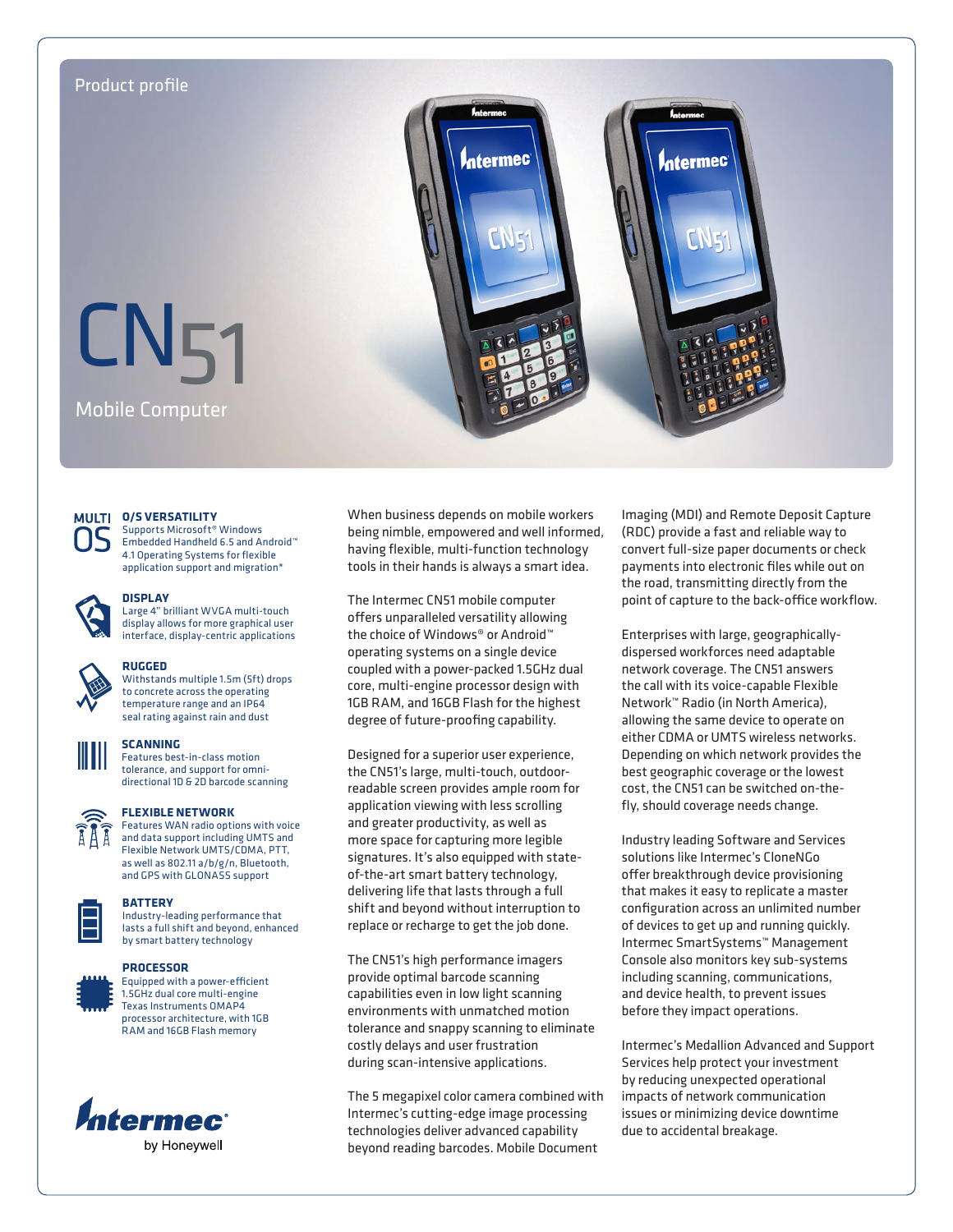Product profile

# CN51

## Mobile Computer

### O/S VERSATILITY

Supports Microsoft® Windows Embedded Handheld 6.5 and Android™ 4.1 Operating Systems for flexible application support and migration*

### DISPLAY

Large 4" brilliant WVGA multi-touch display allows for more graphical user interface, display-centric applications

### RUGGED

Withstands multiple 1.5m (5ft) drops to concrete across the operating temperature range and an IP64 seal rating against rain and dust

### SCANNING

Features best-in-class motion tolerance, and support for omni-directional 1D & 2D barcode scanning

### FLEXIBLE NETWORK

Features WAN radio options with voice and data support including UMTS and Flexible Network UMTS/CDMA, PTT, as well as 802.11 a/b/g/n, Bluetooth, and GPS with GLONASS support

### BATTERY

Industry-leading performance that lasts a full shift and beyond, enhanced by smart battery technology

### PROCESSOR

Equipped with a power-efficient 1.5GHz dual core multi-engine Texas Instruments OMAP4 processor architecture, with 1GB RAM and 16GB Flash memory

Intermec by Honeywell

When business depends on mobile workers being nimble, empowered and well informed, having flexible, multi-function technology tools in their hands is always a smart idea.

The Intermec CN51 mobile computer offers unparalleled versatility allowing the choice of Windows® or Android™ operating systems on a single device coupled with a power-packed 1.5GHz dual core, multi-engine processor design with 1GB RAM, and 16GB Flash for the highest degree of future-proofing capability.

Designed for a superior user experience, the CN51's large, multi-touch, outdoor-readable screen provides ample room for application viewing with less scrolling and greater productivity, as well as more space for capturing more legible signatures. It's also equipped with state-of-the-art smart battery technology, delivering life that lasts through a full shift and beyond without interruption to replace or recharge to get the job done.

The CN51's high performance imagers provide optimal barcode scanning capabilities even in low light scanning environments with unmatched motion tolerance and snappy scanning to eliminate costly delays and user frustration during scan-intensive applications.

The 5 megapixel color camera combined with Intermec's cutting-edge image processing technologies deliver advanced capability beyond reading barcodes. Mobile Document Imaging (MDI) and Remote Deposit Capture (RDC) provide a fast and reliable way to convert full-size paper documents or check payments into electronic files while out on the road, transmitting directly from the point of capture to the back-office workflow.

Enterprises with large, geographically-dispersed workforces need adaptable network coverage. The CN51 answers the call with its voice-capable Flexible Network™ Radio (in North America), allowing the same device to operate on either CDMA or UMTS wireless networks. Depending on which network provides the best geographic coverage or the lowest cost, the CN51 can be switched on-the-fly, should coverage needs change.

Industry leading Software and Services solutions like Intermec's CloneNGo offer breakthrough device provisioning that makes it easy to replicate a master configuration across an unlimited number of devices to get up and running quickly. Intermec SmartSystems™ Management Console also monitors key sub-systems including scanning, communications, and device health, to prevent issues before they impact operations.

Intermec's Medallion Advanced and Support Services help protect your investment by reducing unexpected operational impacts of network communication issues or minimizing device downtime due to accidental breakage.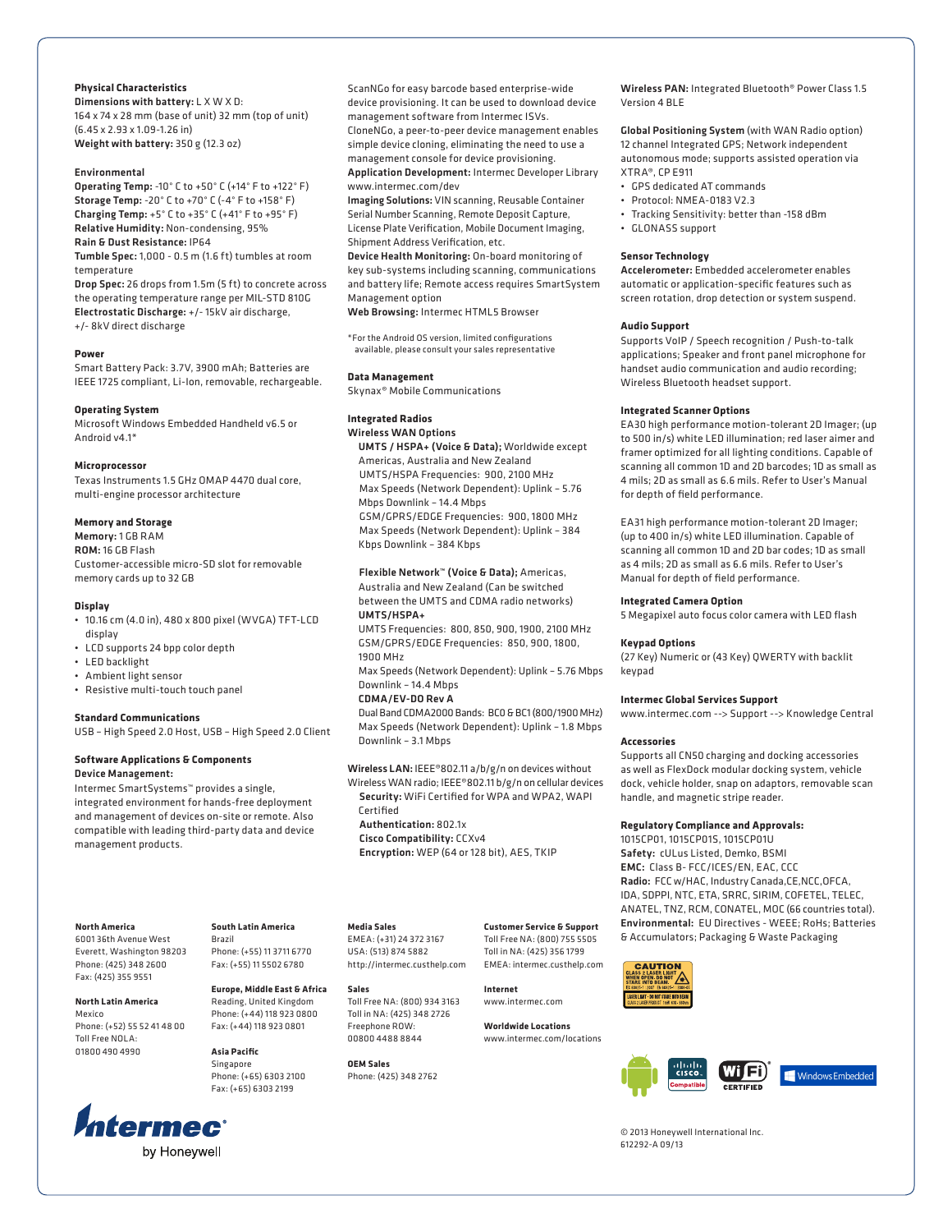### Physical Characteristics

**Dimensions with battery:** L X W X D:
164 x 74 x 28 mm (base of unit) 32 mm (top of unit)
(6.45 x 2.93 x 1.09-1.26 in)
**Weight with battery:** 350 g (12.3 oz)

### Environmental

**Operating Temp:** -10° C to +50° C (+14° F to +122° F)
**Storage Temp:** -20° C to +70° C (-4° F to +158° F)
**Charging Temp:** +5° C to +35° C (+41° F to +95° F)
**Relative Humidity:** Non-condensing, 95%
**Rain & Dust Resistance:** IP64
**Tumble Spec:** 1,000 - 0.5 m (1.6 ft) tumbles at room temperature
**Drop Spec:** 26 drops from 1.5m (5 ft) to concrete across the operating temperature range per MIL-STD 810G
**Electrostatic Discharge:** +/- 15kV air discharge, +/- 8kV direct discharge

### Power

Smart Battery Pack: 3.7V, 3900 mAh; Batteries are IEEE 1725 compliant, Li-Ion, removable, rechargeable.

### Operating System

Microsoft Windows Embedded Handheld v6.5 or Android v4.1*

### Microprocessor

Texas Instruments 1.5 GHz OMAP 4470 dual core, multi-engine processor architecture

### Memory and Storage

**Memory:** 1 GB RAM
**ROM:** 16 GB Flash
Customer-accessible micro-SD slot for removable memory cards up to 32 GB

### Display

- 10.16 cm (4.0 in), 480 x 800 pixel (WVGA) TFT-LCD display
- LCD supports 24 bpp color depth
- LED backlight
- Ambient light sensor
- Resistive multi-touch touch panel

### Standard Communications

USB – High Speed 2.0 Host, USB – High Speed 2.0 Client

### Software Applications & Components

**Device Management:**
Intermec SmartSystems™ provides a single, integrated environment for hands-free deployment and management of devices on-site or remote. Also compatible with leading third-party data and device management products. ScanNGo for easy barcode based enterprise-wide device provisioning. It can be used to download device management software from Intermec ISVs. CloneNGo, a peer-to-peer device management enables simple device cloning, eliminating the need to use a management console for device provisioning.
**Application Development:** Intermec Developer Library www.intermec.com/dev
**Imaging Solutions:** VIN scanning, Reusable Container Serial Number Scanning, Remote Deposit Capture, License Plate Verification, Mobile Document Imaging, Shipment Address Verification, etc.
**Device Health Monitoring:** On-board monitoring of key sub-systems including scanning, communications and battery life; Remote access requires SmartSystem Management option
**Web Browsing:** Intermec HTML5 Browser

*For the Android OS version, limited configurations available, please consult your sales representative

### Data Management

Skynax® Mobile Communications

### Integrated Radios

**Wireless WAN Options**

**UMTS / HSPA+ (Voice & Data);** Worldwide except Americas, Australia and New Zealand
UMTS/HSPA Frequencies: 900, 2100 MHz
Max Speeds (Network Dependent): Uplink – 5.76 Mbps Downlink – 14.4 Mbps
GSM/GPRS/EDGE Frequencies: 900, 1800 MHz
Max Speeds (Network Dependent): Uplink – 384 Kbps Downlink – 384 Kbps

**Flexible Network™ (Voice & Data);** Americas, Australia and New Zealand (Can be switched between the UMTS and CDMA radio networks)
**UMTS/HSPA+**
UMTS Frequencies: 800, 850, 900, 1900, 2100 MHz
GSM/GPRS/EDGE Frequencies: 850, 900, 1800, 1900 MHz
Max Speeds (Network Dependent): Uplink – 5.76 Mbps Downlink – 14.4 Mbps
**CDMA/EV-DO Rev A**
Dual Band CDMA2000 Bands: BC0 & BC1 (800/1900 MHz)
Max Speeds (Network Dependent): Uplink – 1.8 Mbps Downlink – 3.1 Mbps

**Wireless LAN:** IEEE®802.11 a/b/g/n on devices without Wireless WAN radio; IEEE®802.11 b/g/n on cellular devices
**Security:** WiFi Certified for WPA and WPA2, WAPI Certified
**Authentication:** 802.1x
**Cisco Compatibility:** CCXv4
**Encryption:** WEP (64 or 128 bit), AES, TKIP

**Wireless PAN:** Integrated Bluetooth® Power Class 1.5 Version 4 BLE

**Global Positioning System** (with WAN Radio option)
12 channel Integrated GPS; Network independent autonomous mode; supports assisted operation via XTRA®, CP E911

- GPS dedicated AT commands
- Protocol: NMEA-0183 V2.3
- Tracking Sensitivity: better than -158 dBm
- GLONASS support

### Sensor Technology

**Accelerometer:** Embedded accelerometer enables automatic or application-specific features such as screen rotation, drop detection or system suspend.

### Audio Support

Supports VoIP / Speech recognition / Push-to-talk applications; Speaker and front panel microphone for handset audio communication and audio recording; Wireless Bluetooth headset support.

### Integrated Scanner Options

EA30 high performance motion-tolerant 2D Imager; (up to 500 in/s) white LED illumination; red laser aimer and framer optimized for all lighting conditions. Capable of scanning all common 1D and 2D barcodes; 1D as small as 4 mils; 2D as small as 6.6 mils. Refer to User's Manual for depth of field performance.

EA31 high performance motion-tolerant 2D Imager; (up to 400 in/s) white LED illumination. Capable of scanning all common 1D and 2D bar codes; 1D as small as 4 mils; 2D as small as 6.6 mils. Refer to User's Manual for depth of field performance.

### Integrated Camera Option

5 Megapixel auto focus color camera with LED flash

### Keypad Options

(27 Key) Numeric or (43 Key) QWERTY with backlit keypad

### Intermec Global Services Support

www.intermec.com --> Support --> Knowledge Central

### Accessories

Supports all CN50 charging and docking accessories as well as FlexDock modular docking system, vehicle dock, vehicle holder, snap on adaptors, removable scan handle, and magnetic stripe reader.

### Regulatory Compliance and Approvals:

1015CP01, 1015CP01S, 1015CP01U
**Safety:** cULus Listed, Demko, BSMI
**EMC:** Class B- FCC/ICES/EN, EAC, CCC
**Radio:** FCC w/HAC, Industry Canada,CE,NCC,OFCA, IDA, SDPPI, NTC, ETA, SRRC, SIRIM, COFETEL, TELEC, ANATEL, TNZ, RCM, CONATEL, MOC (66 countries total).
**Environmental:** EU Directives - WEEE; RoHs; Batteries & Accumulators; Packaging & Waste Packaging

**North America**
6001 36th Avenue West
Everett, Washington 98203
Phone: (425) 348 2600
Fax: (425) 355 9551

**North Latin America**
Mexico
Phone: (+52) 55 52 41 48 00
Toll Free NOLA:
01800 490 4990

**South Latin America**
Brazil
Phone: (+55) 11 3711 6770
Fax: (+55) 11 5502 6780

**Europe, Middle East & Africa**
Reading, United Kingdom
Phone: (+44) 118 923 0800
Fax: (+44) 118 923 0801

**Asia Pacific**
Singapore
Phone: (+65) 6303 2100
Fax: (+65) 6303 2199

**Media Sales**
EMEA: (+31) 24 372 3167
USA: (513) 874 5882
http://intermec.custhelp.com

**Sales**
Toll Free NA: (800) 934 3163
Toll in NA: (425) 348 2726
Freephone ROW:
00800 4488 8844

**OEM Sales**
Phone: (425) 348 2762

**Customer Service & Support**
Toll Free NA: (800) 755 5505
Toll in NA: (425) 356 1799
EMEA: intermec.custhelp.com

**Internet**
www.intermec.com

**Worldwide Locations**
www.intermec.com/locations

Intermec by Honeywell

© 2013 Honeywell International Inc.
612292-A 09/13